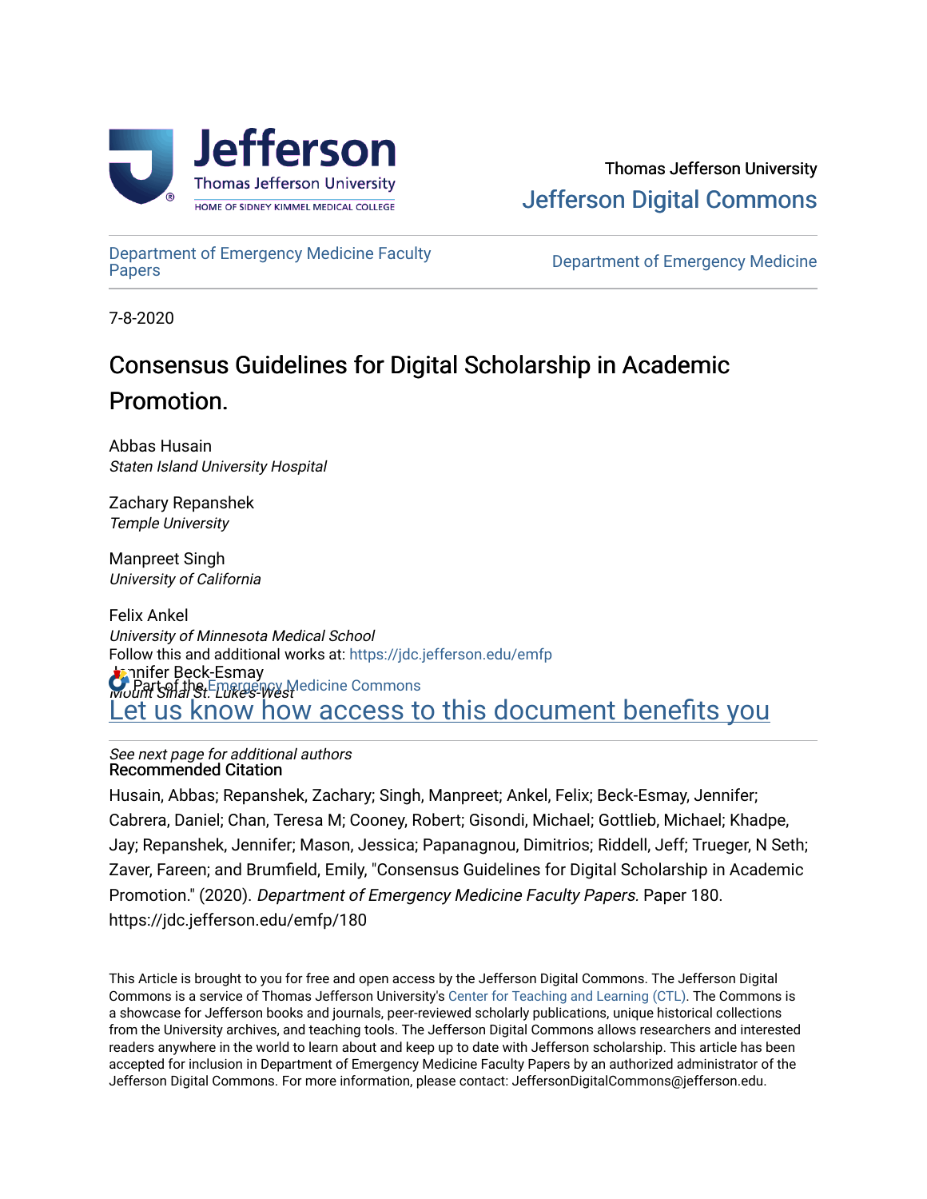Thomas Jefferson University

Jefferson Digital Commons

Department of Emergency Medicine Faculty Papers

Department of Emergency Medicine

7-8-2020

# Consensus Guidelines for Digital Scholarship in Academic Promotion.

Abbas Husain
*Staten Island University Hospital*

Zachary Repanshek
*Temple University*

Manpreet Singh
*University of California*

Felix Ankel
*University of Minnesota Medical School*

Jennifer Beck-Esmay
*Mount Sinai St. Luke's-West*

*See next page for additional authors*

Follow this and additional works at: https://jdc.jefferson.edu/emfp

Part of the Emergency Medicine Commons

Let us know how access to this document benefits you

### Recommended Citation

Husain, Abbas; Repanshek, Zachary; Singh, Manpreet; Ankel, Felix; Beck-Esmay, Jennifer; Cabrera, Daniel; Chan, Teresa M; Cooney, Robert; Gisondi, Michael; Gottlieb, Michael; Khadpe, Jay; Repanshek, Jennifer; Mason, Jessica; Papanagnou, Dimitrios; Riddell, Jeff; Trueger, N Seth; Zaver, Fareen; and Brumfield, Emily, "Consensus Guidelines for Digital Scholarship in Academic Promotion." (2020). *Department of Emergency Medicine Faculty Papers.* Paper 180.
https://jdc.jefferson.edu/emfp/180

This Article is brought to you for free and open access by the Jefferson Digital Commons. The Jefferson Digital Commons is a service of Thomas Jefferson University's Center for Teaching and Learning (CTL). The Commons is a showcase for Jefferson books and journals, peer-reviewed scholarly publications, unique historical collections from the University archives, and teaching tools. The Jefferson Digital Commons allows researchers and interested readers anywhere in the world to learn about and keep up to date with Jefferson scholarship. This article has been accepted for inclusion in Department of Emergency Medicine Faculty Papers by an authorized administrator of the Jefferson Digital Commons. For more information, please contact: JeffersonDigitalCommons@jefferson.edu.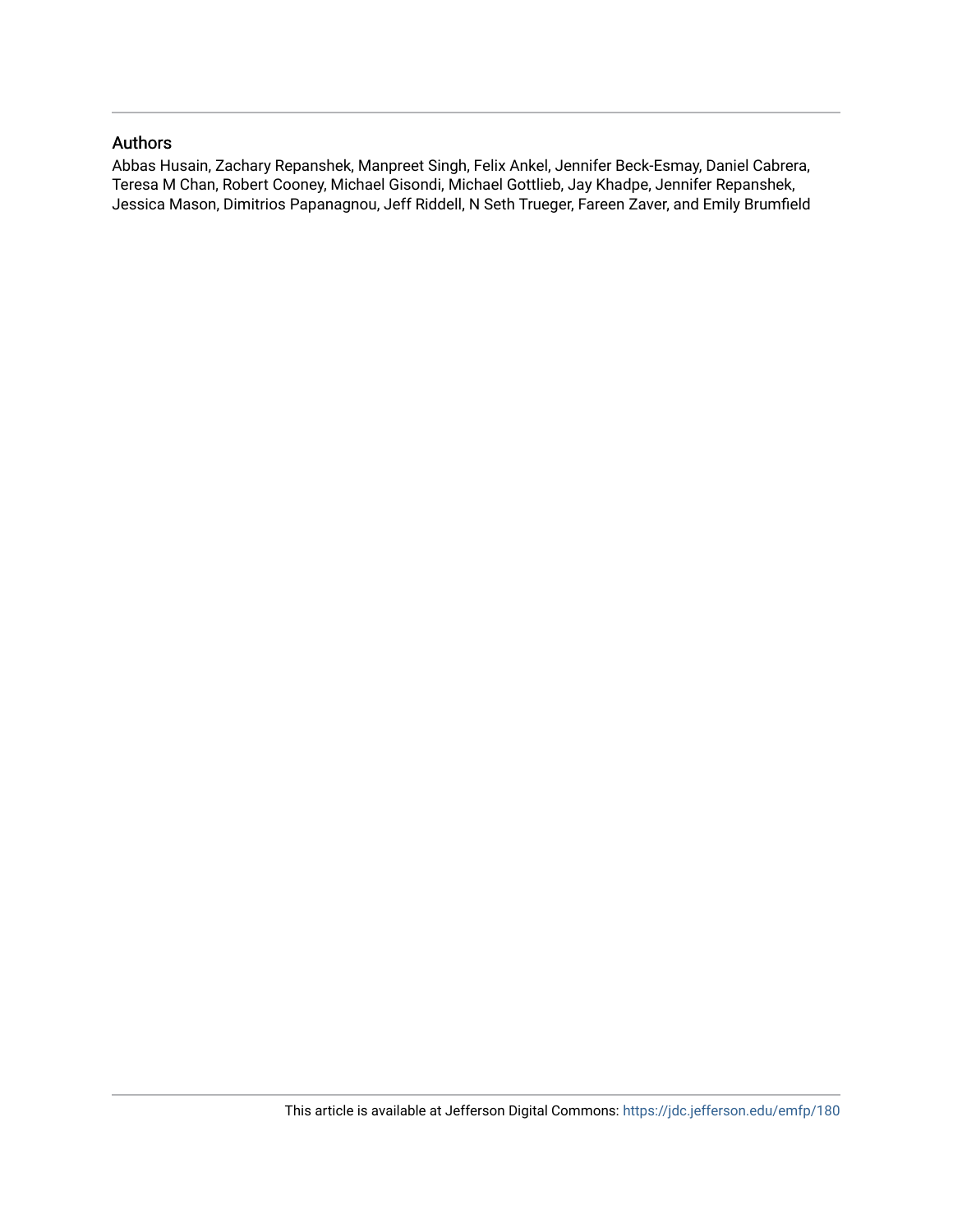## Authors

Abbas Husain, Zachary Repanshek, Manpreet Singh, Felix Ankel, Jennifer Beck-Esmay, Daniel Cabrera, Teresa M Chan, Robert Cooney, Michael Gisondi, Michael Gottlieb, Jay Khadpe, Jennifer Repanshek, Jessica Mason, Dimitrios Papanagnou, Jeff Riddell, N Seth Trueger, Fareen Zaver, and Emily Brumfield

This article is available at Jefferson Digital Commons: https://jdc.jefferson.edu/emfp/180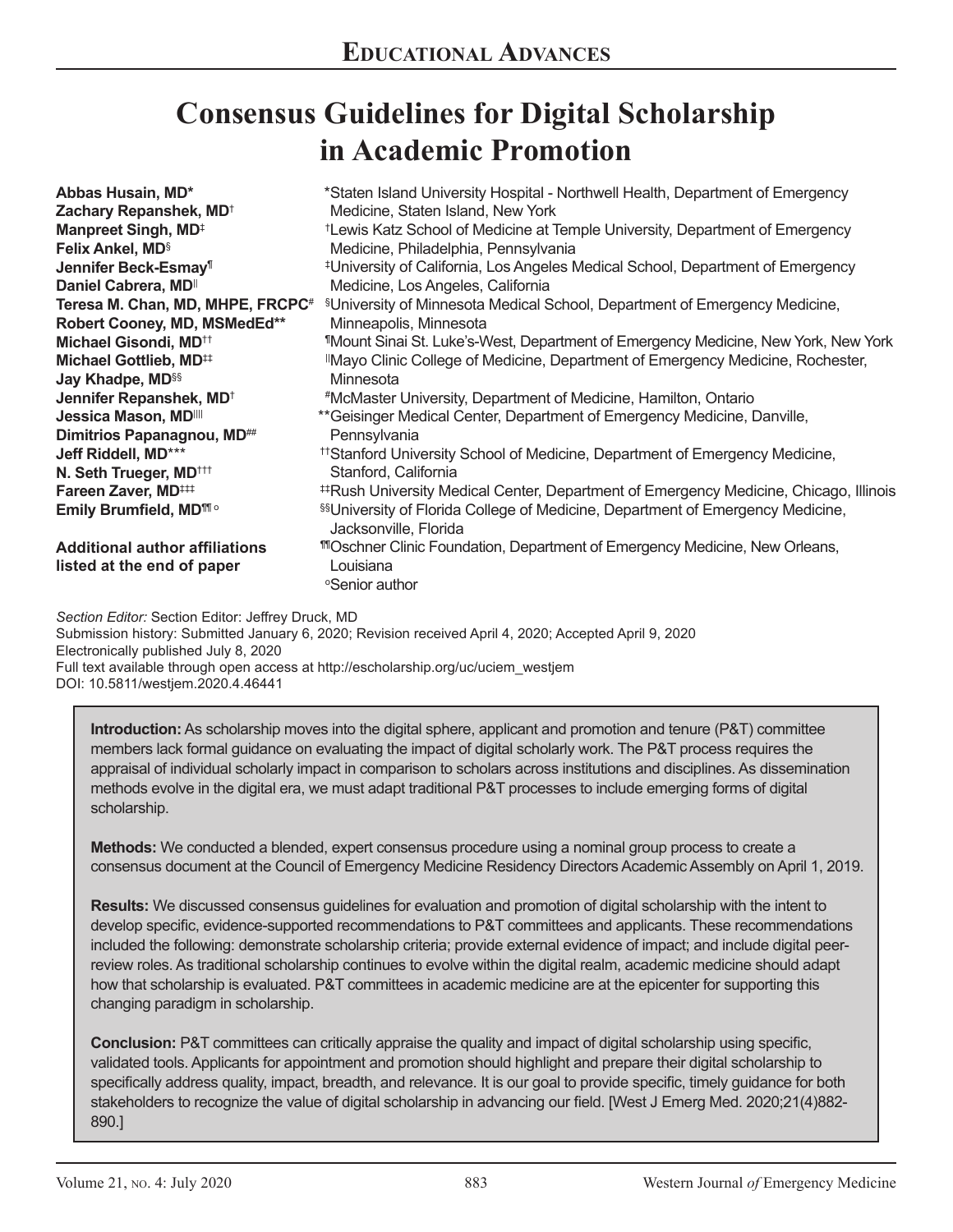# Consensus Guidelines for Digital Scholarship in Academic Promotion

**Abbas Husain, MD**\*
**Zachary Repanshek, MD**†
**Manpreet Singh, MD**‡
**Felix Ankel, MD**§
**Jennifer Beck-Esmay**¶
**Daniel Cabrera, MD**||
**Teresa M. Chan, MD, MHPE, FRCPC**#
**Robert Cooney, MD, MSMedEd**\*\*
**Michael Gisondi, MD**††
**Michael Gottlieb, MD**‡‡
**Jay Khadpe, MD**§§
**Jennifer Repanshek, MD**†
**Jessica Mason, MD**||||
**Dimitrios Papanagnou, MD**##
**Jeff Riddell, MD**\*\*\*
**N. Seth Trueger, MD**†††
**Fareen Zaver, MD**‡‡‡
**Emily Brumfield, MD**¶¶°

**Additional author affiliations listed at the end of paper**

\*Staten Island University Hospital - Northwell Health, Department of Emergency Medicine, Staten Island, New York
†Lewis Katz School of Medicine at Temple University, Department of Emergency Medicine, Philadelphia, Pennsylvania
‡University of California, Los Angeles Medical School, Department of Emergency Medicine, Los Angeles, California
§University of Minnesota Medical School, Department of Emergency Medicine, Minneapolis, Minnesota
¶Mount Sinai St. Luke's-West, Department of Emergency Medicine, New York, New York
||Mayo Clinic College of Medicine, Department of Emergency Medicine, Rochester, Minnesota
#McMaster University, Department of Medicine, Hamilton, Ontario
\*\*Geisinger Medical Center, Department of Emergency Medicine, Danville, Pennsylvania
††Stanford University School of Medicine, Department of Emergency Medicine, Stanford, California
‡‡Rush University Medical Center, Department of Emergency Medicine, Chicago, Illinois
§§University of Florida College of Medicine, Department of Emergency Medicine, Jacksonville, Florida
¶¶Oschner Clinic Foundation, Department of Emergency Medicine, New Orleans, Louisiana
°Senior author

*Section Editor:* Section Editor: Jeffrey Druck, MD
Submission history: Submitted January 6, 2020; Revision received April 4, 2020; Accepted April 9, 2020
Electronically published July 8, 2020
Full text available through open access at http://escholarship.org/uc/uciem_westjem
DOI: 10.5811/westjem.2020.4.46441

**Introduction:** As scholarship moves into the digital sphere, applicant and promotion and tenure (P&T) committee members lack formal guidance on evaluating the impact of digital scholarly work. The P&T process requires the appraisal of individual scholarly impact in comparison to scholars across institutions and disciplines. As dissemination methods evolve in the digital era, we must adapt traditional P&T processes to include emerging forms of digital scholarship.

**Methods:** We conducted a blended, expert consensus procedure using a nominal group process to create a consensus document at the Council of Emergency Medicine Residency Directors Academic Assembly on April 1, 2019.

**Results:** We discussed consensus guidelines for evaluation and promotion of digital scholarship with the intent to develop specific, evidence-supported recommendations to P&T committees and applicants. These recommendations included the following: demonstrate scholarship criteria; provide external evidence of impact; and include digital peer-review roles. As traditional scholarship continues to evolve within the digital realm, academic medicine should adapt how that scholarship is evaluated. P&T committees in academic medicine are at the epicenter for supporting this changing paradigm in scholarship.

**Conclusion:** P&T committees can critically appraise the quality and impact of digital scholarship using specific, validated tools. Applicants for appointment and promotion should highlight and prepare their digital scholarship to specifically address quality, impact, breadth, and relevance. It is our goal to provide specific, timely guidance for both stakeholders to recognize the value of digital scholarship in advancing our field. [West J Emerg Med. 2020;21(4)882-890.]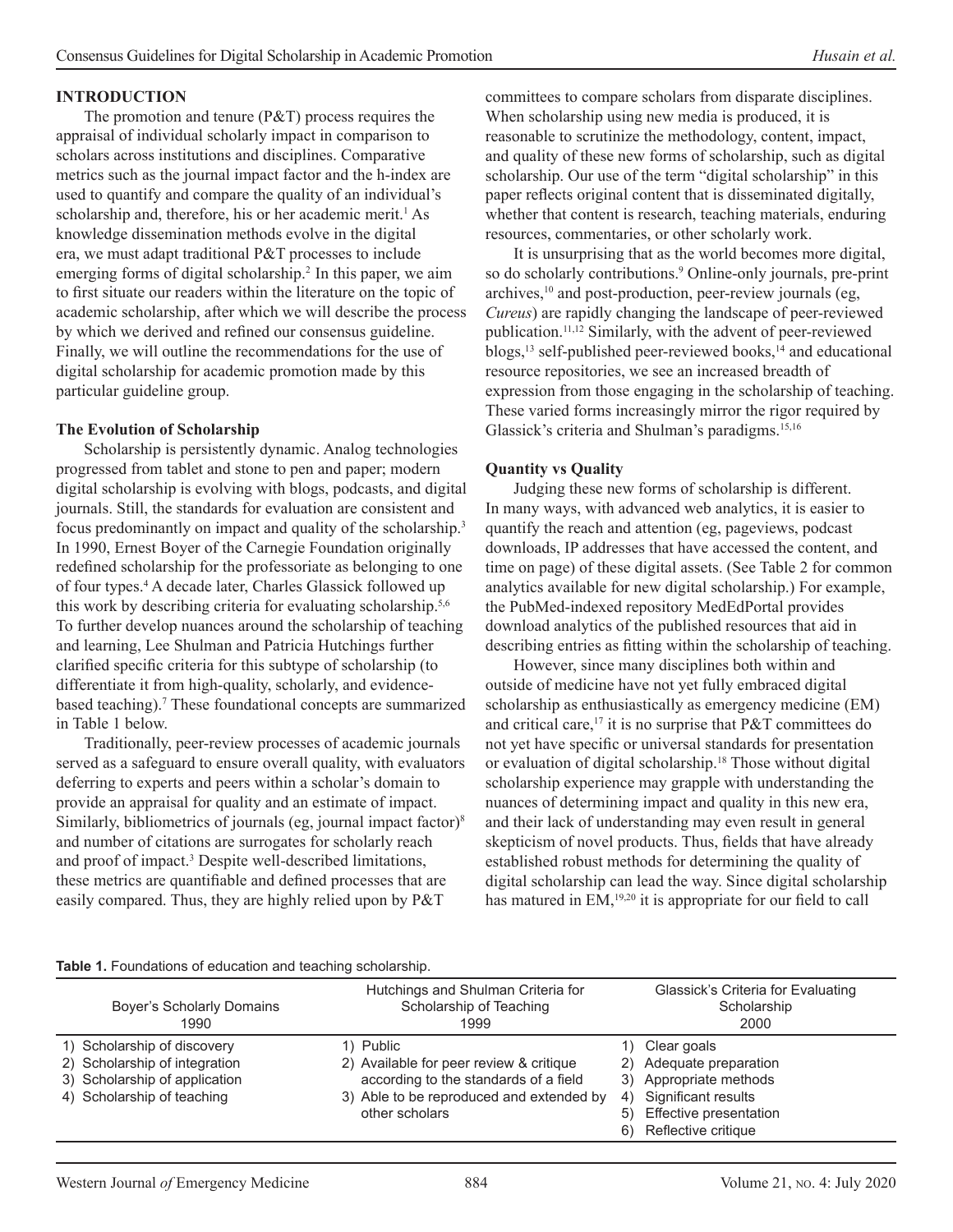## INTRODUCTION

The promotion and tenure (P&T) process requires the appraisal of individual scholarly impact in comparison to scholars across institutions and disciplines. Comparative metrics such as the journal impact factor and the h-index are used to quantify and compare the quality of an individual's scholarship and, therefore, his or her academic merit.[1] As knowledge dissemination methods evolve in the digital era, we must adapt traditional P&T processes to include emerging forms of digital scholarship.[2] In this paper, we aim to first situate our readers within the literature on the topic of academic scholarship, after which we will describe the process by which we derived and refined our consensus guideline. Finally, we will outline the recommendations for the use of digital scholarship for academic promotion made by this particular guideline group.

### The Evolution of Scholarship

Scholarship is persistently dynamic. Analog technologies progressed from tablet and stone to pen and paper; modern digital scholarship is evolving with blogs, podcasts, and digital journals. Still, the standards for evaluation are consistent and focus predominantly on impact and quality of the scholarship.[3] In 1990, Ernest Boyer of the Carnegie Foundation originally redefined scholarship for the professoriate as belonging to one of four types.[4] A decade later, Charles Glassick followed up this work by describing criteria for evaluating scholarship.[5,6] To further develop nuances around the scholarship of teaching and learning, Lee Shulman and Patricia Hutchings further clarified specific criteria for this subtype of scholarship (to differentiate it from high-quality, scholarly, and evidence-based teaching).[7] These foundational concepts are summarized in Table 1 below.

Traditionally, peer-review processes of academic journals served as a safeguard to ensure overall quality, with evaluators deferring to experts and peers within a scholar's domain to provide an appraisal for quality and an estimate of impact. Similarly, bibliometrics of journals (eg, journal impact factor)[8] and number of citations are surrogates for scholarly reach and proof of impact.[3] Despite well-described limitations, these metrics are quantifiable and defined processes that are easily compared. Thus, they are highly relied upon by P&T committees to compare scholars from disparate disciplines. When scholarship using new media is produced, it is reasonable to scrutinize the methodology, content, impact, and quality of these new forms of scholarship, such as digital scholarship. Our use of the term "digital scholarship" in this paper reflects original content that is disseminated digitally, whether that content is research, teaching materials, enduring resources, commentaries, or other scholarly work.

It is unsurprising that as the world becomes more digital, so do scholarly contributions.[9] Online-only journals, pre-print archives,[10] and post-production, peer-review journals (eg, *Cureus*) are rapidly changing the landscape of peer-reviewed publication.[11,12] Similarly, with the advent of peer-reviewed blogs,[13] self-published peer-reviewed books,[14] and educational resource repositories, we see an increased breadth of expression from those engaging in the scholarship of teaching. These varied forms increasingly mirror the rigor required by Glassick's criteria and Shulman's paradigms.[15,16]

### Quantity vs Quality

Judging these new forms of scholarship is different. In many ways, with advanced web analytics, it is easier to quantify the reach and attention (eg, pageviews, podcast downloads, IP addresses that have accessed the content, and time on page) of these digital assets. (See Table 2 for common analytics available for new digital scholarship.) For example, the PubMed-indexed repository MedEdPortal provides download analytics of the published resources that aid in describing entries as fitting within the scholarship of teaching.

However, since many disciplines both within and outside of medicine have not yet fully embraced digital scholarship as enthusiastically as emergency medicine (EM) and critical care,[17] it is no surprise that P&T committees do not yet have specific or universal standards for presentation or evaluation of digital scholarship.[18] Those without digital scholarship experience may grapple with understanding the nuances of determining impact and quality in this new era, and their lack of understanding may even result in general skepticism of novel products. Thus, fields that have already established robust methods for determining the quality of digital scholarship can lead the way. Since digital scholarship has matured in EM,[19,20] it is appropriate for our field to call

**Table 1.** Foundations of education and teaching scholarship.

| Boyer's Scholarly Domains 1990 | Hutchings and Shulman Criteria for Scholarship of Teaching 1999 | Glassick's Criteria for Evaluating Scholarship 2000 |
|---|---|---|
| 1) Scholarship of discovery | 1) Public | 1) Clear goals |
| 2) Scholarship of integration | 2) Available for peer review & critique according to the standards of a field | 2) Adequate preparation |
| 3) Scholarship of application | 3) Able to be reproduced and extended by other scholars | 3) Appropriate methods |
| 4) Scholarship of teaching | | 4) Significant results |
| | | 5) Effective presentation |
| | | 6) Reflective critique |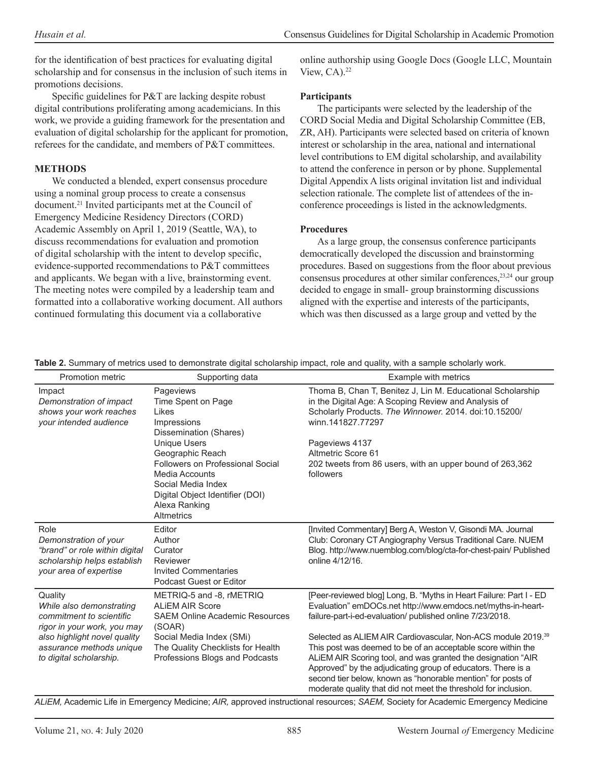for the identification of best practices for evaluating digital scholarship and for consensus in the inclusion of such items in promotions decisions.

Specific guidelines for P&T are lacking despite robust digital contributions proliferating among academicians. In this work, we provide a guiding framework for the presentation and evaluation of digital scholarship for the applicant for promotion, referees for the candidate, and members of P&T committees.

## METHODS

We conducted a blended, expert consensus procedure using a nominal group process to create a consensus document.[21] Invited participants met at the Council of Emergency Medicine Residency Directors (CORD) Academic Assembly on April 1, 2019 (Seattle, WA), to discuss recommendations for evaluation and promotion of digital scholarship with the intent to develop specific, evidence-supported recommendations to P&T committees and applicants. We began with a live, brainstorming event. The meeting notes were compiled by a leadership team and formatted into a collaborative working document. All authors continued formulating this document via a collaborative online authorship using Google Docs (Google LLC, Mountain View, CA).[22]

### Participants

The participants were selected by the leadership of the CORD Social Media and Digital Scholarship Committee (EB, ZR, AH). Participants were selected based on criteria of known interest or scholarship in the area, national and international level contributions to EM digital scholarship, and availability to attend the conference in person or by phone. Supplemental Digital Appendix A lists original invitation list and individual selection rationale. The complete list of attendees of the in-conference proceedings is listed in the acknowledgments.

### Procedures

As a large group, the consensus conference participants democratically developed the discussion and brainstorming procedures. Based on suggestions from the floor about previous consensus procedures at other similar conferences,[23,24] our group decided to engage in small- group brainstorming discussions aligned with the expertise and interests of the participants, which was then discussed as a large group and vetted by the

**Table 2.** Summary of metrics used to demonstrate digital scholarship impact, role and quality, with a sample scholarly work.

| Promotion metric | Supporting data | Example with metrics |
|---|---|---|
| Impact<br>*Demonstration of impact shows your work reaches your intended audience* | Pageviews<br>Time Spent on Page<br>Likes<br>Impressions<br>Dissemination (Shares)<br>Unique Users<br>Geographic Reach<br>Followers on Professional Social Media Accounts<br>Social Media Index<br>Digital Object Identifier (DOI)<br>Alexa Ranking<br>Altmetrics | Thoma B, Chan T, Benitez J, Lin M. Educational Scholarship in the Digital Age: A Scoping Review and Analysis of Scholarly Products. *The Winnower.* 2014. doi:10.15200/winn.141827.77297<br><br>Pageviews 4137<br>Altmetric Score 61<br>202 tweets from 86 users, with an upper bound of 263,362 followers |
| Role<br>*Demonstration of your "brand" or role within digital scholarship helps establish your area of expertise* | Editor<br>Author<br>Curator<br>Reviewer<br>Invited Commentaries<br>Podcast Guest or Editor | [Invited Commentary] Berg A, Weston V, Gisondi MA. Journal Club: Coronary CT Angiography Versus Traditional Care. NUEM Blog. http://www.nuemblog.com/blog/cta-for-chest-pain/ Published online 4/12/16. |
| Quality<br>*While also demonstrating commitment to scientific rigor in your work, you may also highlight novel quality assurance methods unique to digital scholarship.* | METRIQ-5 and -8, rMETRIQ<br>ALiEM AIR Score<br>SAEM Online Academic Resources (SOAR)<br>Social Media Index (SMi)<br>The Quality Checklists for Health Professions Blogs and Podcasts | [Peer-reviewed blog] Long, B. "Myths in Heart Failure: Part I - ED Evaluation" emDOCs.net http://www.emdocs.net/myths-in-heart-failure-part-i-ed-evaluation/ published online 7/23/2018.<br><br>Selected as ALIEM AIR Cardiovascular, Non-ACS module 2019.[39] This post was deemed to be of an acceptable score within the ALiEM AIR Scoring tool, and was granted the designation "AIR Approved" by the adjudicating group of educators. There is a second tier below, known as "honorable mention" for posts of moderate quality that did not meet the threshold for inclusion. |

*ALiEM,* Academic Life in Emergency Medicine; *AIR,* approved instructional resources; *SAEM,* Society for Academic Emergency Medicine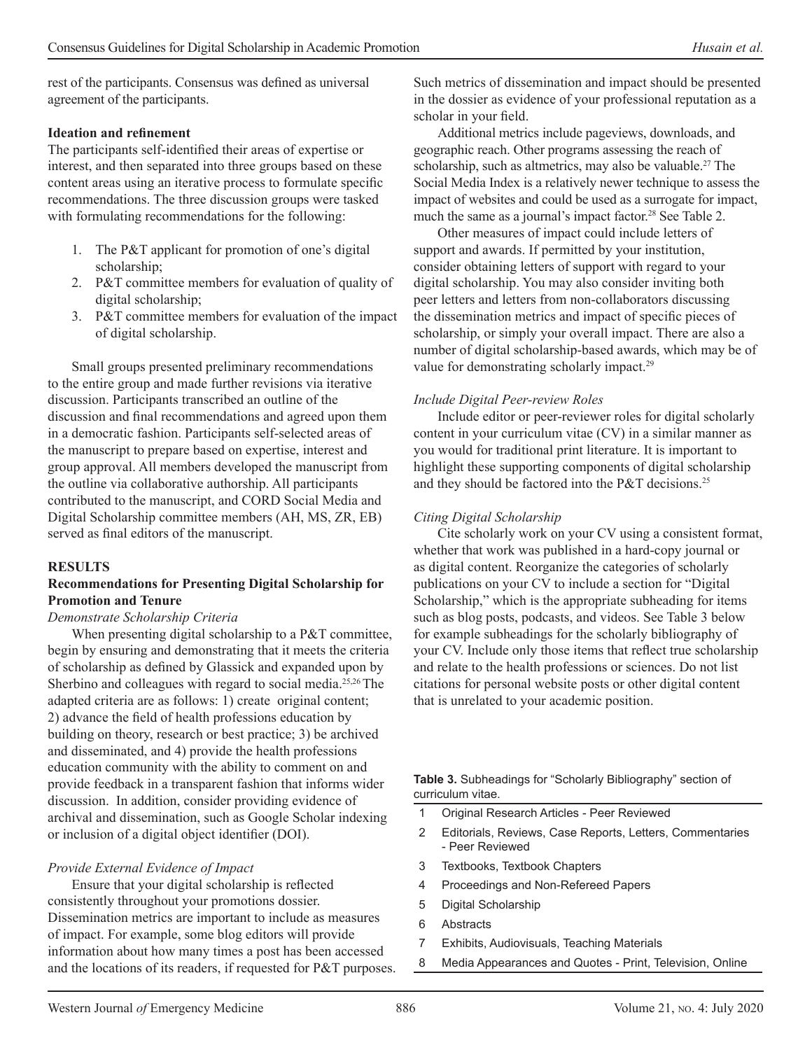rest of the participants. Consensus was defined as universal agreement of the participants.

**Ideation and refinement**

The participants self-identified their areas of expertise or interest, and then separated into three groups based on these content areas using an iterative process to formulate specific recommendations. The three discussion groups were tasked with formulating recommendations for the following:

1. The P&T applicant for promotion of one's digital scholarship;
2. P&T committee members for evaluation of quality of digital scholarship;
3. P&T committee members for evaluation of the impact of digital scholarship.

Small groups presented preliminary recommendations to the entire group and made further revisions via iterative discussion. Participants transcribed an outline of the discussion and final recommendations and agreed upon them in a democratic fashion. Participants self-selected areas of the manuscript to prepare based on expertise, interest and group approval. All members developed the manuscript from the outline via collaborative authorship. All participants contributed to the manuscript, and CORD Social Media and Digital Scholarship committee members (AH, MS, ZR, EB) served as final editors of the manuscript.

## RESULTS

### Recommendations for Presenting Digital Scholarship for Promotion and Tenure

*Demonstrate Scholarship Criteria*

When presenting digital scholarship to a P&T committee, begin by ensuring and demonstrating that it meets the criteria of scholarship as defined by Glassick and expanded upon by Sherbino and colleagues with regard to social media.[25,26] The adapted criteria are as follows: 1) create original content; 2) advance the field of health professions education by building on theory, research or best practice; 3) be archived and disseminated, and 4) provide the health professions education community with the ability to comment on and provide feedback in a transparent fashion that informs wider discussion. In addition, consider providing evidence of archival and dissemination, such as Google Scholar indexing or inclusion of a digital object identifier (DOI).

*Provide External Evidence of Impact*

Ensure that your digital scholarship is reflected consistently throughout your promotions dossier. Dissemination metrics are important to include as measures of impact. For example, some blog editors will provide information about how many times a post has been accessed and the locations of its readers, if requested for P&T purposes. Such metrics of dissemination and impact should be presented in the dossier as evidence of your professional reputation as a scholar in your field.

Additional metrics include pageviews, downloads, and geographic reach. Other programs assessing the reach of scholarship, such as altmetrics, may also be valuable.[27] The Social Media Index is a relatively newer technique to assess the impact of websites and could be used as a surrogate for impact, much the same as a journal's impact factor.[28] See Table 2.

Other measures of impact could include letters of support and awards. If permitted by your institution, consider obtaining letters of support with regard to your digital scholarship. You may also consider inviting both peer letters and letters from non-collaborators discussing the dissemination metrics and impact of specific pieces of scholarship, or simply your overall impact. There are also a number of digital scholarship-based awards, which may be of value for demonstrating scholarly impact.[29]

*Include Digital Peer-review Roles*

Include editor or peer-reviewer roles for digital scholarly content in your curriculum vitae (CV) in a similar manner as you would for traditional print literature. It is important to highlight these supporting components of digital scholarship and they should be factored into the P&T decisions.[25]

*Citing Digital Scholarship*

Cite scholarly work on your CV using a consistent format, whether that work was published in a hard-copy journal or as digital content. Reorganize the categories of scholarly publications on your CV to include a section for "Digital Scholarship," which is the appropriate subheading for items such as blog posts, podcasts, and videos. See Table 3 below for example subheadings for the scholarly bibliography of your CV. Include only those items that reflect true scholarship and relate to the health professions or sciences. Do not list citations for personal website posts or other digital content that is unrelated to your academic position.

**Table 3.** Subheadings for "Scholarly Bibliography" section of curriculum vitae.

| | |
|---|---|
| 1 | Original Research Articles - Peer Reviewed |
| 2 | Editorials, Reviews, Case Reports, Letters, Commentaries - Peer Reviewed |
| 3 | Textbooks, Textbook Chapters |
| 4 | Proceedings and Non-Refereed Papers |
| 5 | Digital Scholarship |
| 6 | Abstracts |
| 7 | Exhibits, Audiovisuals, Teaching Materials |
| 8 | Media Appearances and Quotes - Print, Television, Online |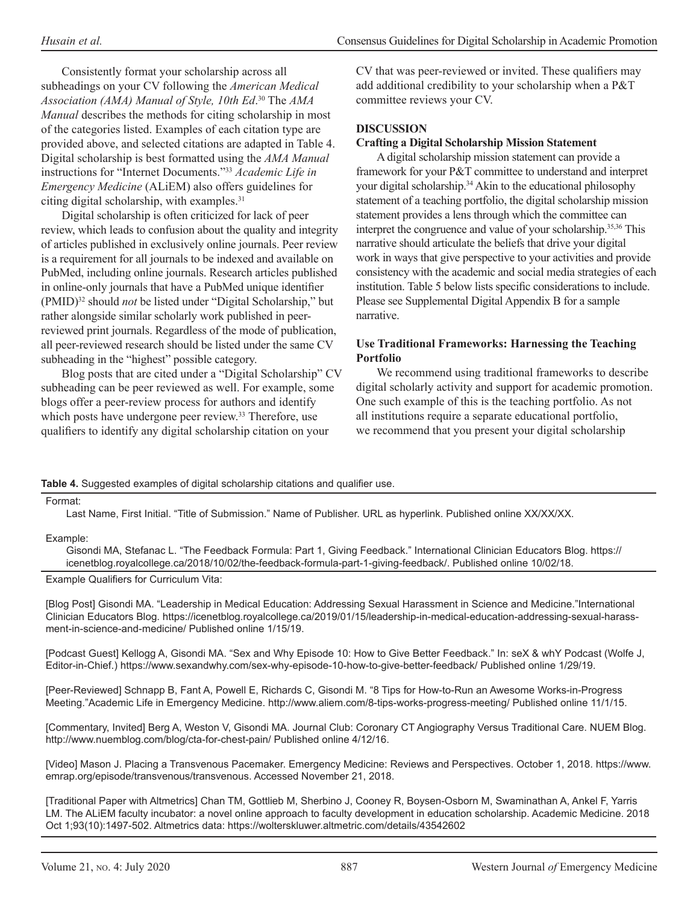Consistently format your scholarship across all subheadings on your CV following the *American Medical Association (AMA) Manual of Style, 10th Ed*.[30] The *AMA Manual* describes the methods for citing scholarship in most of the categories listed. Examples of each citation type are provided above, and selected citations are adapted in Table 4. Digital scholarship is best formatted using the *AMA Manual* instructions for "Internet Documents."[33] *Academic Life in Emergency Medicine* (ALiEM) also offers guidelines for citing digital scholarship, with examples.[31]

Digital scholarship is often criticized for lack of peer review, which leads to confusion about the quality and integrity of articles published in exclusively online journals. Peer review is a requirement for all journals to be indexed and available on PubMed, including online journals. Research articles published in online-only journals that have a PubMed unique identifier (PMID)[32] should *not* be listed under "Digital Scholarship," but rather alongside similar scholarly work published in peer-reviewed print journals. Regardless of the mode of publication, all peer-reviewed research should be listed under the same CV subheading in the "highest" possible category.

Blog posts that are cited under a "Digital Scholarship" CV subheading can be peer reviewed as well. For example, some blogs offer a peer-review process for authors and identify which posts have undergone peer review.[33] Therefore, use qualifiers to identify any digital scholarship citation on your CV that was peer-reviewed or invited. These qualifiers may add additional credibility to your scholarship when a P&T committee reviews your CV.

## DISCUSSION

### Crafting a Digital Scholarship Mission Statement

A digital scholarship mission statement can provide a framework for your P&T committee to understand and interpret your digital scholarship.[34] Akin to the educational philosophy statement of a teaching portfolio, the digital scholarship mission statement provides a lens through which the committee can interpret the congruence and value of your scholarship.[35,36] This narrative should articulate the beliefs that drive your digital work in ways that give perspective to your activities and provide consistency with the academic and social media strategies of each institution. Table 5 below lists specific considerations to include. Please see Supplemental Digital Appendix B for a sample narrative.

### Use Traditional Frameworks: Harnessing the Teaching Portfolio

We recommend using traditional frameworks to describe digital scholarly activity and support for academic promotion. One such example of this is the teaching portfolio. As not all institutions require a separate educational portfolio, we recommend that you present your digital scholarship

**Table 4.** Suggested examples of digital scholarship citations and qualifier use.

| |
|---|
| Format: |
| Last Name, First Initial. "Title of Submission." Name of Publisher. URL as hyperlink. Published online XX/XX/XX. |
| Example: |
| Gisondi MA, Stefanac L. "The Feedback Formula: Part 1, Giving Feedback." International Clinician Educators Blog. https://icenetblog.royalcollege.ca/2018/10/02/the-feedback-formula-part-1-giving-feedback/. Published online 10/02/18. |
| Example Qualifiers for Curriculum Vita: |
| [Blog Post] Gisondi MA. "Leadership in Medical Education: Addressing Sexual Harassment in Science and Medicine."International Clinician Educators Blog. https://icenetblog.royalcollege.ca/2019/01/15/leadership-in-medical-education-addressing-sexual-harassment-in-science-and-medicine/ Published online 1/15/19. |
| [Podcast Guest] Kellogg A, Gisondi MA. "Sex and Why Episode 10: How to Give Better Feedback." In: seX & whY Podcast (Wolfe J, Editor-in-Chief.) https://www.sexandwhy.com/sex-why-episode-10-how-to-give-better-feedback/ Published online 1/29/19. |
| [Peer-Reviewed] Schnapp B, Fant A, Powell E, Richards C, Gisondi M. "8 Tips for How-to-Run an Awesome Works-in-Progress Meeting."Academic Life in Emergency Medicine. http://www.aliem.com/8-tips-works-progress-meeting/ Published online 11/1/15. |
| [Commentary, Invited] Berg A, Weston V, Gisondi MA. Journal Club: Coronary CT Angiography Versus Traditional Care. NUEM Blog. http://www.nuemblog.com/blog/cta-for-chest-pain/ Published online 4/12/16. |
| [Video] Mason J. Placing a Transvenous Pacemaker. Emergency Medicine: Reviews and Perspectives. October 1, 2018. https://www.emrap.org/episode/transvenous/transvenous. Accessed November 21, 2018. |
| [Traditional Paper with Altmetrics] Chan TM, Gottlieb M, Sherbino J, Cooney R, Boysen-Osborn M, Swaminathan A, Ankel F, Yarris LM. The ALiEM faculty incubator: a novel online approach to faculty development in education scholarship. Academic Medicine. 2018 Oct 1;93(10):1497-502. Altmetrics data: https://wolterskluwer.altmetric.com/details/43542602 |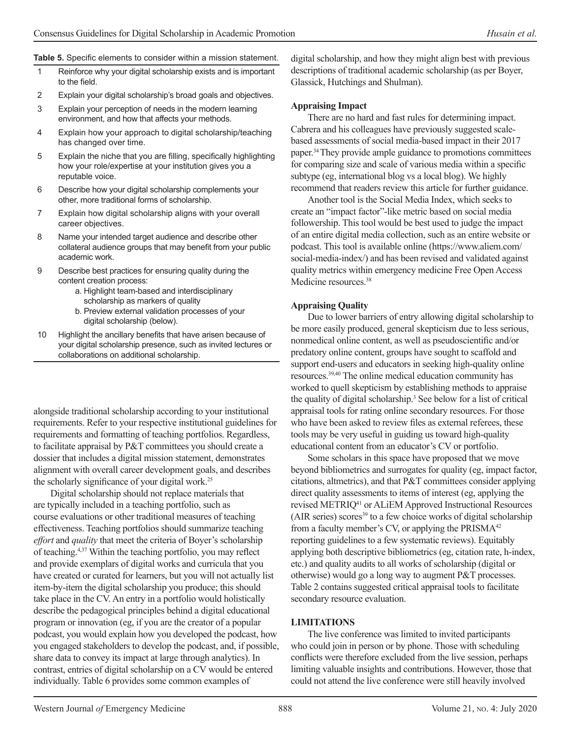**Table 5.** Specific elements to consider within a mission statement.

| | |
|---|---|
| 1 | Reinforce why your digital scholarship exists and is important to the field. |
| 2 | Explain your digital scholarship's broad goals and objectives. |
| 3 | Explain your perception of needs in the modern learning environment, and how that affects your methods. |
| 4 | Explain how your approach to digital scholarship/teaching has changed over time. |
| 5 | Explain the niche that you are filling, specifically highlighting how your role/expertise at your institution gives you a reputable voice. |
| 6 | Describe how your digital scholarship complements your other, more traditional forms of scholarship. |
| 7 | Explain how digital scholarship aligns with your overall career objectives. |
| 8 | Name your intended target audience and describe other collateral audience groups that may benefit from your public academic work. |
| 9 | Describe best practices for ensuring quality during the content creation process:<br>a. Highlight team-based and interdisciplinary scholarship as markers of quality<br>b. Preview external validation processes of your digital scholarship (below). |
| 10 | Highlight the ancillary benefits that have arisen because of your digital scholarship presence, such as invited lectures or collaborations on additional scholarship. |

alongside traditional scholarship according to your institutional requirements. Refer to your respective institutional guidelines for requirements and formatting of teaching portfolios. Regardless, to facilitate appraisal by P&T committees you should create a dossier that includes a digital mission statement, demonstrates alignment with overall career development goals, and describes the scholarly significance of your digital work.[25]

Digital scholarship should not replace materials that are typically included in a teaching portfolio, such as course evaluations or other traditional measures of teaching effectiveness. Teaching portfolios should summarize teaching *effort* and *quality* that meet the criteria of Boyer's scholarship of teaching.[4,37] Within the teaching portfolio, you may reflect and provide exemplars of digital works and curricula that you have created or curated for learners, but you will not actually list item-by-item the digital scholarship you produce; this should take place in the CV. An entry in a portfolio would holistically describe the pedagogical principles behind a digital educational program or innovation (eg, if you are the creator of a popular podcast, you would explain how you developed the podcast, how you engaged stakeholders to develop the podcast, and, if possible, share data to convey its impact at large through analytics). In contrast, entries of digital scholarship on a CV would be entered individually. Table 6 provides some common examples of digital scholarship, and how they might align best with previous descriptions of traditional academic scholarship (as per Boyer, Glassick, Hutchings and Shulman).

**Appraising Impact**

There are no hard and fast rules for determining impact. Cabrera and his colleagues have previously suggested scale-based assessments of social media-based impact in their 2017 paper.[34] They provide ample guidance to promotions committees for comparing size and scale of various media within a specific subtype (eg, international blog vs a local blog). We highly recommend that readers review this article for further guidance.

Another tool is the Social Media Index, which seeks to create an "impact factor"-like metric based on social media followership. This tool would be best used to judge the impact of an entire digital media collection, such as an entire website or podcast. This tool is available online (https://www.aliem.com/social-media-index/) and has been revised and validated against quality metrics within emergency medicine Free Open Access Medicine resources.[38]

**Appraising Quality**

Due to lower barriers of entry allowing digital scholarship to be more easily produced, general skepticism due to less serious, nonmedical online content, as well as pseudoscientific and/or predatory online content, groups have sought to scaffold and support end-users and educators in seeking high-quality online resources.[39,40] The online medical education community has worked to quell skepticism by establishing methods to appraise the quality of digital scholarship.[3] See below for a list of critical appraisal tools for rating online secondary resources. For those who have been asked to review files as external referees, these tools may be very useful in guiding us toward high-quality educational content from an educator's CV or portfolio.

Some scholars in this space have proposed that we move beyond bibliometrics and surrogates for quality (eg, impact factor, citations, altmetrics), and that P&T committees consider applying direct quality assessments to items of interest (eg, applying the revised METRIQ[41] or ALiEM Approved Instructional Resources (AIR series) scores[39] to a few choice works of digital scholarship from a faculty member's CV, or applying the PRISMA[42] reporting guidelines to a few systematic reviews). Equitably applying both descriptive bibliometrics (eg, citation rate, h-index, etc.) and quality audits to all works of scholarship (digital or otherwise) would go a long way to augment P&T processes. Table 2 contains suggested critical appraisal tools to facilitate secondary resource evaluation.

## LIMITATIONS

The live conference was limited to invited participants who could join in person or by phone. Those with scheduling conflicts were therefore excluded from the live session, perhaps limiting valuable insights and contributions. However, those that could not attend the live conference were still heavily involved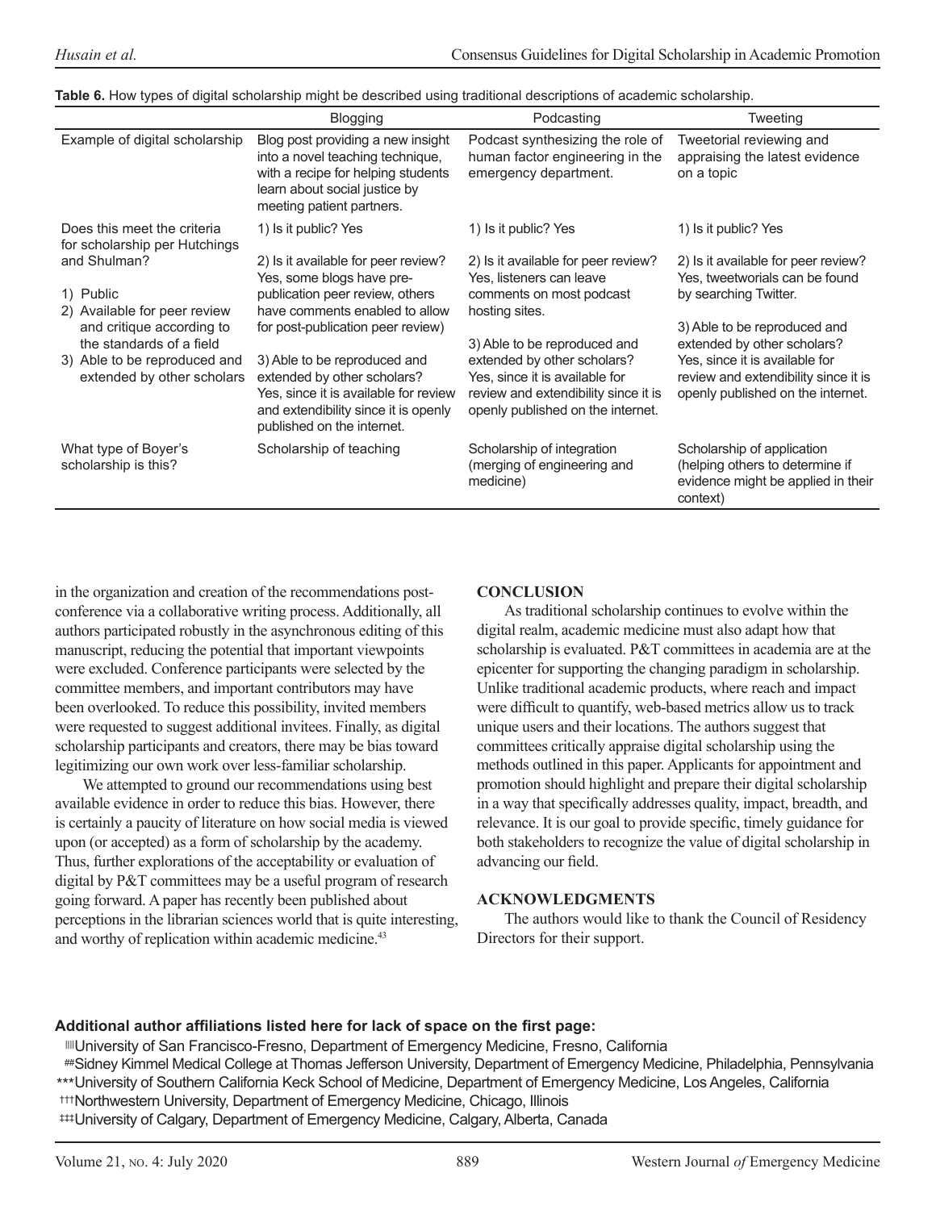**Table 6.** How types of digital scholarship might be described using traditional descriptions of academic scholarship.

| | Blogging | Podcasting | Tweeting |
|---|---|---|---|
| Example of digital scholarship | Blog post providing a new insight into a novel teaching technique, with a recipe for helping students learn about social justice by meeting patient partners. | Podcast synthesizing the role of human factor engineering in the emergency department. | Tweetorial reviewing and appraising the latest evidence on a topic |
| Does this meet the criteria for scholarship per Hutchings and Shulman?<br><br>1) Public<br>2) Available for peer review and critique according to the standards of a field<br>3) Able to be reproduced and extended by other scholars | 1) Is it public? Yes<br><br>2) Is it available for peer review? Yes, some blogs have pre-publication peer review, others have comments enabled to allow for post-publication peer review)<br><br>3) Able to be reproduced and extended by other scholars? Yes, since it is available for review and extendibility since it is openly published on the internet. | 1) Is it public? Yes<br><br>2) Is it available for peer review? Yes, listeners can leave comments on most podcast hosting sites.<br><br>3) Able to be reproduced and extended by other scholars? Yes, since it is available for review and extendibility since it is openly published on the internet. | 1) Is it public? Yes<br><br>2) Is it available for peer review? Yes, tweetworials can be found by searching Twitter.<br><br>3) Able to be reproduced and extended by other scholars? Yes, since it is available for review and extendibility since it is openly published on the internet. |
| What type of Boyer's scholarship is this? | Scholarship of teaching | Scholarship of integration (merging of engineering and medicine) | Scholarship of application (helping others to determine if evidence might be applied in their context) |

in the organization and creation of the recommendations post-conference via a collaborative writing process. Additionally, all authors participated robustly in the asynchronous editing of this manuscript, reducing the potential that important viewpoints were excluded. Conference participants were selected by the committee members, and important contributors may have been overlooked. To reduce this possibility, invited members were requested to suggest additional invitees. Finally, as digital scholarship participants and creators, there may be bias toward legitimizing our own work over less-familiar scholarship.

We attempted to ground our recommendations using best available evidence in order to reduce this bias. However, there is certainly a paucity of literature on how social media is viewed upon (or accepted) as a form of scholarship by the academy. Thus, further explorations of the acceptability or evaluation of digital by P&T committees may be a useful program of research going forward. A paper has recently been published about perceptions in the librarian sciences world that is quite interesting, and worthy of replication within academic medicine.[43]

## CONCLUSION

As traditional scholarship continues to evolve within the digital realm, academic medicine must also adapt how that scholarship is evaluated. P&T committees in academia are at the epicenter for supporting the changing paradigm in scholarship. Unlike traditional academic products, where reach and impact were difficult to quantify, web-based metrics allow us to track unique users and their locations. The authors suggest that committees critically appraise digital scholarship using the methods outlined in this paper. Applicants for appointment and promotion should highlight and prepare their digital scholarship in a way that specifically addresses quality, impact, breadth, and relevance. It is our goal to provide specific, timely guidance for both stakeholders to recognize the value of digital scholarship in advancing our field.

## ACKNOWLEDGMENTS

The authors would like to thank the Council of Residency Directors for their support.

**Additional author affiliations listed here for lack of space on the first page:**

[||||]University of San Francisco-Fresno, Department of Emergency Medicine, Fresno, California
[##]Sidney Kimmel Medical College at Thomas Jefferson University, Department of Emergency Medicine, Philadelphia, Pennsylvania
[***]University of Southern California Keck School of Medicine, Department of Emergency Medicine, Los Angeles, California
[†††]Northwestern University, Department of Emergency Medicine, Chicago, Illinois
[‡‡‡]University of Calgary, Department of Emergency Medicine, Calgary, Alberta, Canada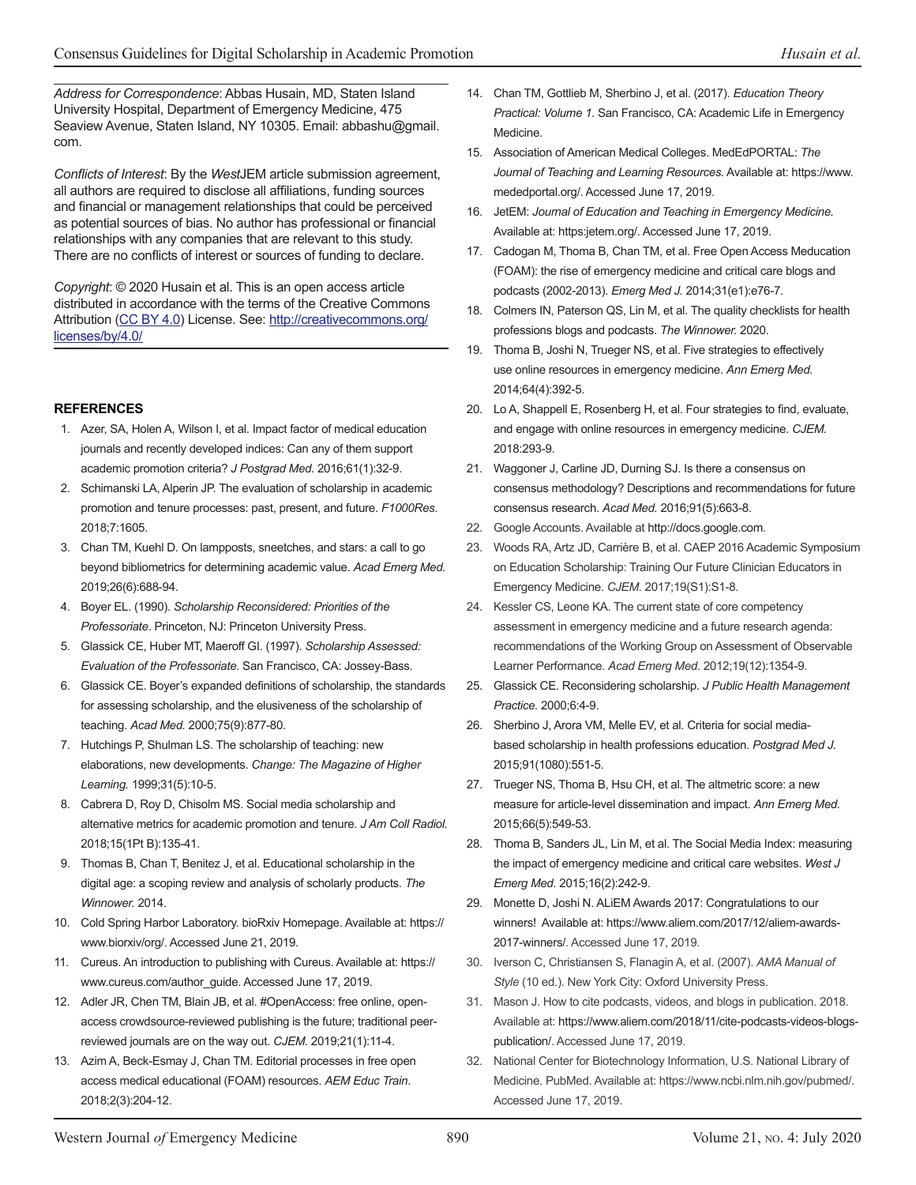*Address for Correspondence*: Abbas Husain, MD, Staten Island University Hospital, Department of Emergency Medicine, 475 Seaview Avenue, Staten Island, NY 10305. Email: abbashu@gmail.com.

*Conflicts of Interest*: By the *West*JEM article submission agreement, all authors are required to disclose all affiliations, funding sources and financial or management relationships that could be perceived as potential sources of bias. No author has professional or financial relationships with any companies that are relevant to this study. There are no conflicts of interest or sources of funding to declare.

*Copyright*: © 2020 Husain et al. This is an open access article distributed in accordance with the terms of the Creative Commons Attribution (CC BY 4.0) License. See: http://creativecommons.org/licenses/by/4.0/

## REFERENCES

1. Azer, SA, Holen A, Wilson I, et al. Impact factor of medical education journals and recently developed indices: Can any of them support academic promotion criteria? *J Postgrad Med.* 2016;61(1):32-9.
2. Schimanski LA, Alperin JP. The evaluation of scholarship in academic promotion and tenure processes: past, present, and future. *F1000Res.* 2018;7:1605.
3. Chan TM, Kuehl D. On lampposts, sneetches, and stars: a call to go beyond bibliometrics for determining academic value. *Acad Emerg Med.* 2019;26(6):688-94.
4. Boyer EL. (1990). *Scholarship Reconsidered: Priorities of the Professoriate*. Princeton, NJ: Princeton University Press.
5. Glassick CE, Huber MT, Maeroff GI. (1997). *Scholarship Assessed: Evaluation of the Professoriate*. San Francisco, CA: Jossey-Bass.
6. Glassick CE. Boyer's expanded definitions of scholarship, the standards for assessing scholarship, and the elusiveness of the scholarship of teaching. *Acad Med.* 2000;75(9):877-80.
7. Hutchings P, Shulman LS. The scholarship of teaching: new elaborations, new developments. *Change: The Magazine of Higher Learning.* 1999;31(5):10-5.
8. Cabrera D, Roy D, Chisolm MS. Social media scholarship and alternative metrics for academic promotion and tenure. *J Am Coll Radiol.* 2018;15(1Pt B):135-41.
9. Thomas B, Chan T, Benitez J, et al. Educational scholarship in the digital age: a scoping review and analysis of scholarly products. *The Winnower.* 2014.
10. Cold Spring Harbor Laboratory. bioRxiv Homepage. Available at: https://www.biorxiv/org/. Accessed June 21, 2019.
11. Cureus. An introduction to publishing with Cureus. Available at: https://www.cureus.com/author_guide. Accessed June 17, 2019.
12. Adler JR, Chen TM, Blain JB, et al. #OpenAccess: free online, open-access crowdsource-reviewed publishing is the future; traditional peer-reviewed journals are on the way out. *CJEM.* 2019;21(1):11-4.
13. Azim A, Beck-Esmay J, Chan TM. Editorial processes in free open access medical educational (FOAM) resources. *AEM Educ Train.* 2018;2(3):204-12.
14. Chan TM, Gottlieb M, Sherbino J, et al. (2017). *Education Theory Practical: Volume 1.* San Francisco, CA: Academic Life in Emergency Medicine.
15. Association of American Medical Colleges. MedEdPORTAL: *The Journal of Teaching and Learning Resources.* Available at: https://www.mededportal.org/. Accessed June 17, 2019.
16. JetEM: *Journal of Education and Teaching in Emergency Medicine.* Available at: https:jetem.org/. Accessed June 17, 2019.
17. Cadogan M, Thoma B, Chan TM, et al. Free Open Access Meducation (FOAM): the rise of emergency medicine and critical care blogs and podcasts (2002-2013). *Emerg Med J.* 2014;31(e1):e76-7.
18. Colmers IN, Paterson QS, Lin M, et al. The quality checklists for health professions blogs and podcasts. *The Winnower.* 2020.
19. Thoma B, Joshi N, Trueger NS, et al. Five strategies to effectively use online resources in emergency medicine. *Ann Emerg Med.* 2014;64(4):392-5.
20. Lo A, Shappell E, Rosenberg H, et al. Four strategies to find, evaluate, and engage with online resources in emergency medicine. *CJEM.* 2018:293-9.
21. Waggoner J, Carline JD, Durning SJ. Is there a consensus on consensus methodology? Descriptions and recommendations for future consensus research. *Acad Med.* 2016;91(5):663-8.
22. Google Accounts. Available at http://docs.google.com.
23. Woods RA, Artz JD, Carrière B, et al. CAEP 2016 Academic Symposium on Education Scholarship: Training Our Future Clinician Educators in Emergency Medicine. *CJEM.* 2017;19(S1):S1-8.
24. Kessler CS, Leone KA. The current state of core competency assessment in emergency medicine and a future research agenda: recommendations of the Working Group on Assessment of Observable Learner Performance. *Acad Emerg Med*. 2012;19(12):1354-9.
25. Glassick CE. Reconsidering scholarship. *J Public Health Management Practice.* 2000;6:4-9.
26. Sherbino J, Arora VM, Melle EV, et al. Criteria for social media-based scholarship in health professions education. *Postgrad Med J.* 2015;91(1080):551-5.
27. Trueger NS, Thoma B, Hsu CH, et al. The altmetric score: a new measure for article-level dissemination and impact. *Ann Emerg Med.* 2015;66(5):549-53.
28. Thoma B, Sanders JL, Lin M, et al. The Social Media Index: measuring the impact of emergency medicine and critical care websites. *West J Emerg Med.* 2015;16(2):242-9.
29. Monette D, Joshi N. ALiEM Awards 2017: Congratulations to our winners! Available at: https://www.aliem.com/2017/12/aliem-awards-2017-winners/. Accessed June 17, 2019.
30. Iverson C, Christiansen S, Flanagin A, et al. (2007). *AMA Manual of Style* (10 ed.). New York City: Oxford University Press.
31. Mason J. How to cite podcasts, videos, and blogs in publication. 2018. Available at: https://www.aliem.com/2018/11/cite-podcasts-videos-blogs-publication/. Accessed June 17, 2019.
32. National Center for Biotechnology Information, U.S. National Library of Medicine. PubMed. Available at: https://www.ncbi.nlm.nih.gov/pubmed/. Accessed June 17, 2019.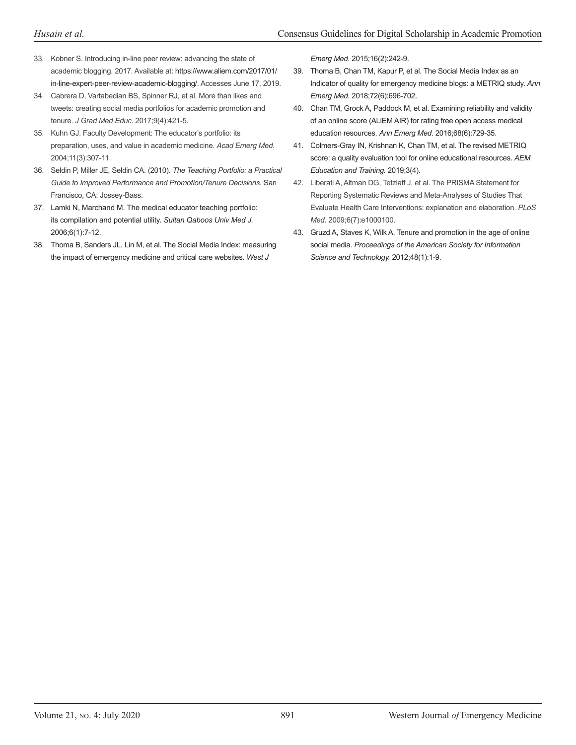33. Kobner S. Introducing in-line peer review: advancing the state of academic blogging. 2017. Available at: https://www.aliem.com/2017/01/in-line-expert-peer-review-academic-blogging/. Accesses June 17, 2019.
34. Cabrera D, Vartabedian BS, Spinner RJ, et al. More than likes and tweets: creating social media portfolios for academic promotion and tenure. *J Grad Med Educ.* 2017;9(4):421-5.
35. Kuhn GJ. Faculty Development: The educator's portfolio: its preparation, uses, and value in academic medicine. *Acad Emerg Med.* 2004;11(3):307-11.
36. Seldin P, Miller JE, Seldin CA. (2010). *The Teaching Portfolio: a Practical Guide to Improved Performance and Promotion/Tenure Decisions.* San Francisco, CA: Jossey-Bass.
37. Lamki N, Marchand M. The medical educator teaching portfolio: its compilation and potential utility. *Sultan Qaboos Univ Med J.* 2006;6(1):7-12.
38. Thoma B, Sanders JL, Lin M, et al. The Social Media Index: measuring the impact of emergency medicine and critical care websites. *West J Emerg Med.* 2015;16(2):242-9.
39. Thoma B, Chan TM, Kapur P, et al. The Social Media Index as an Indicator of quality for emergency medicine blogs: a METRIQ study. *Ann Emerg Med.* 2018;72(6):696-702.
40. Chan TM, Grock A, Paddock M, et al. Examining reliability and validity of an online score (ALiEM AIR) for rating free open access medical education resources. *Ann Emerg Med.* 2016;68(6):729-35.
41. Colmers-Gray IN, Krishnan K, Chan TM, et al. The revised METRIQ score: a quality evaluation tool for online educational resources. *AEM Education and Training.* 2019;3(4).
42. Liberati A, Altman DG, Tetzlaff J, et al. The PRISMA Statement for Reporting Systematic Reviews and Meta-Analyses of Studies That Evaluate Health Care Interventions: explanation and elaboration. *PLoS Med.* 2009;6(7):e1000100.
43. Gruzd A, Staves K, Wilk A. Tenure and promotion in the age of online social media. *Proceedings of the American Society for Information Science and Technology.* 2012;48(1):1-9.